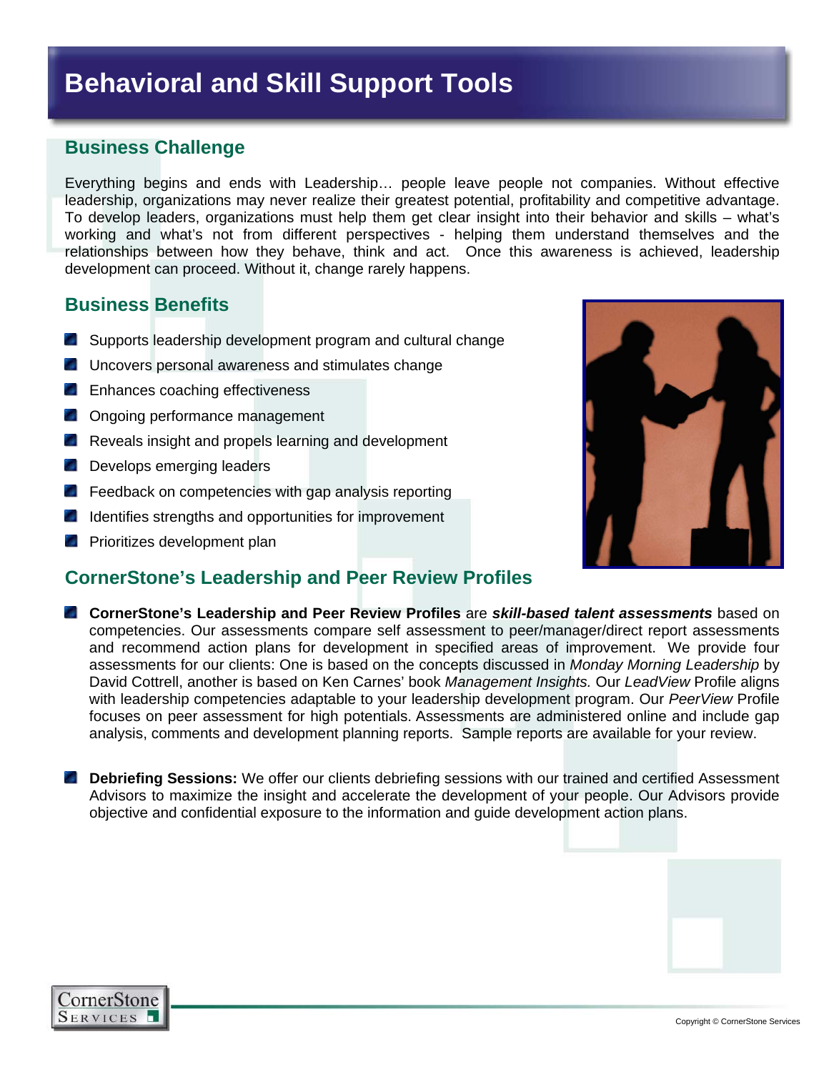# Behavioral and Skill Support Tools

## Business Challenge

Everything begins and ends with Leadership… people leave people not companies. Without effective leadership, organizations may never realize their greatest potential, profitability and competitive advantage. To develop leaders, organizations must help them get clear insight into their behavior and skills – what's working and what's not from different perspectives - helping them understand themselves and the relationships between how they behave, think and act. Once this awareness is achieved, leadership development can proceed. Without it, change rarely happens.

## Business Benefits

- Supports leadership development program and cultural change
- Uncovers personal awareness and stimulates change
- Enhances coaching effectiveness
- Ongoing performance management
- Reveals insight and propels learning and development
- Develops emerging leaders
- Feedback on competencies with gap analysis reporting
- Identifies strengths and opportunities for improvement
- Prioritizes development plan

## CornerStone's Leadership and Peer Review Profiles

- **CornerStone's Leadership and Peer Review Profiles** are ***skill-based talent assessments*** based on competencies. Our assessments compare self assessment to peer/manager/direct report assessments and recommend action plans for development in specified areas of improvement. We provide four assessments for our clients: One is based on the concepts discussed in *Monday Morning Leadership* by David Cottrell, another is based on Ken Carnes' book *Management Insights.* Our *LeadView* Profile aligns with leadership competencies adaptable to your leadership development program. Our *PeerView* Profile focuses on peer assessment for high potentials. Assessments are administered online and include gap analysis, comments and development planning reports. Sample reports are available for your review.

- **Debriefing Sessions:** We offer our clients debriefing sessions with our trained and certified Assessment Advisors to maximize the insight and accelerate the development of your people. Our Advisors provide objective and confidential exposure to the information and guide development action plans.

Copyright © CornerStone Services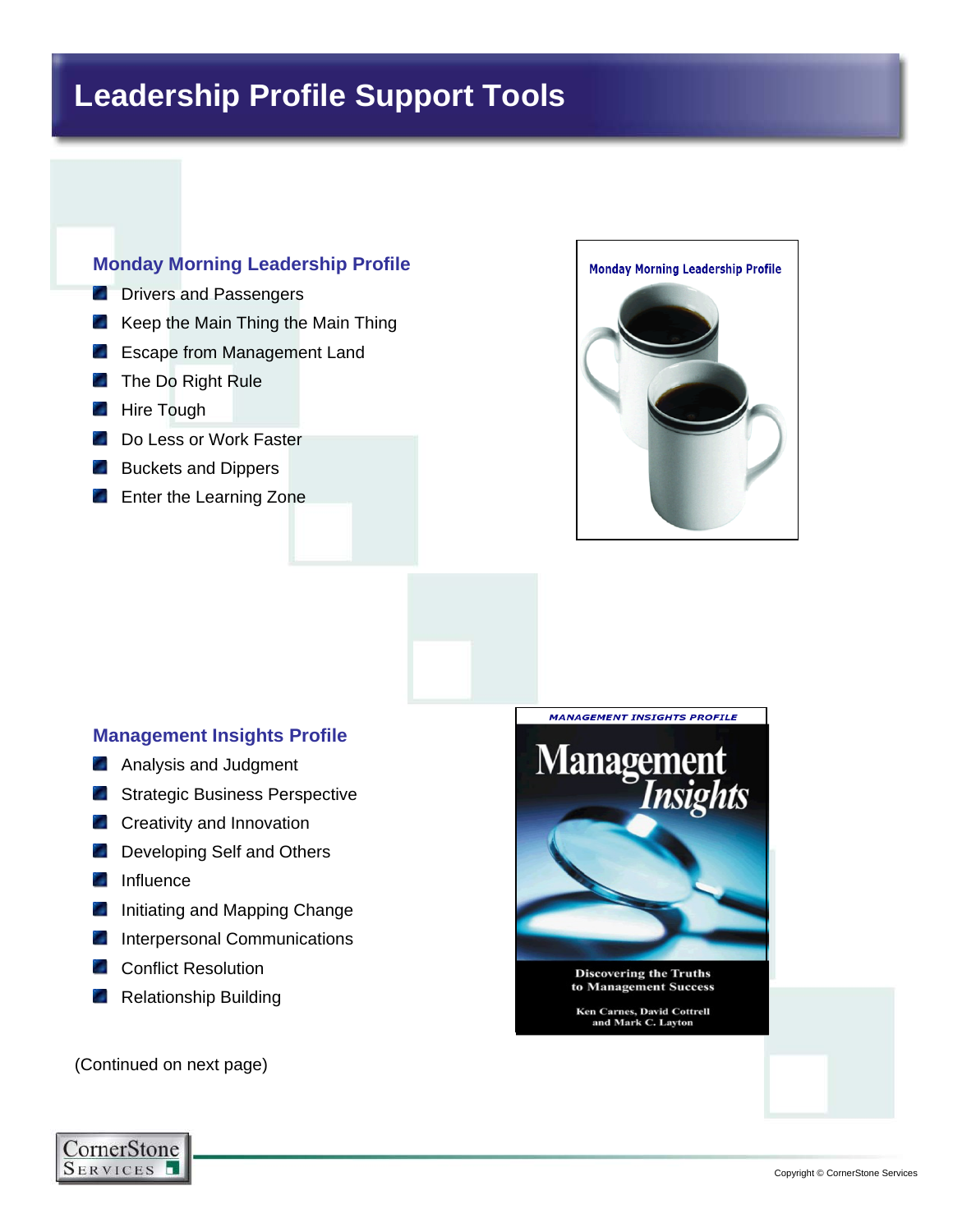# Leadership Profile Support Tools

## Monday Morning Leadership Profile

- Drivers and Passengers
- Keep the Main Thing the Main Thing
- Escape from Management Land
- The Do Right Rule
- Hire Tough
- Do Less or Work Faster
- Buckets and Dippers
- Enter the Learning Zone

## Management Insights Profile

- Analysis and Judgment
- Strategic Business Perspective
- Creativity and Innovation
- Developing Self and Others
- Influence
- Initiating and Mapping Change
- Interpersonal Communications
- Conflict Resolution
- Relationship Building

(Continued on next page)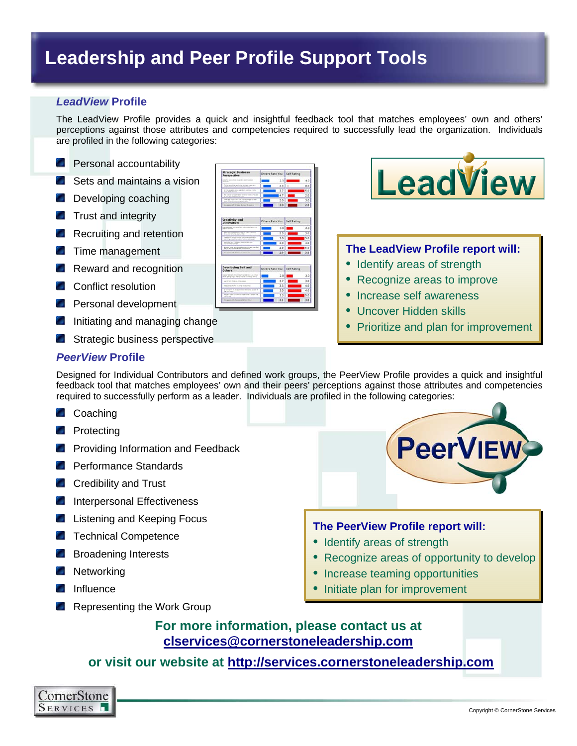# Leadership and Peer Profile Support Tools

## *LeadView* Profile

The LeadView Profile provides a quick and insightful feedback tool that matches employees' own and others' perceptions against those attributes and competencies required to successfully lead the organization. Individuals are profiled in the following categories:

- Personal accountability
- Sets and maintains a vision
- Developing coaching
- Trust and integrity
- Recruiting and retention
- Time management
- Reward and recognition
- Conflict resolution
- Personal development
- Initiating and managing change
- Strategic business perspective

**The LeadView Profile report will:**

- Identify areas of strength
- Recognize areas to improve
- Increase self awareness
- Uncover Hidden skills
- Prioritize and plan for improvement

## *PeerView* Profile

Designed for Individual Contributors and defined work groups, the PeerView Profile provides a quick and insightful feedback tool that matches employees' own and their peers' perceptions against those attributes and competencies required to successfully perform as a leader. Individuals are profiled in the following categories:

- Coaching
- Protecting
- Providing Information and Feedback
- Performance Standards
- Credibility and Trust
- Interpersonal Effectiveness
- Listening and Keeping Focus
- Technical Competence
- Broadening Interests
- Networking
- Influence
- Representing the Work Group

**The PeerView Profile report will:**

- Identify areas of strength
- Recognize areas of opportunity to develop
- Increase teaming opportunities
- Initiate plan for improvement

**For more information, please contact us at clservices@cornerstoneleadership.com**

**or visit our website at http://services.cornerstoneleadership.com**

CornerStone Services

Copyright © CornerStone Services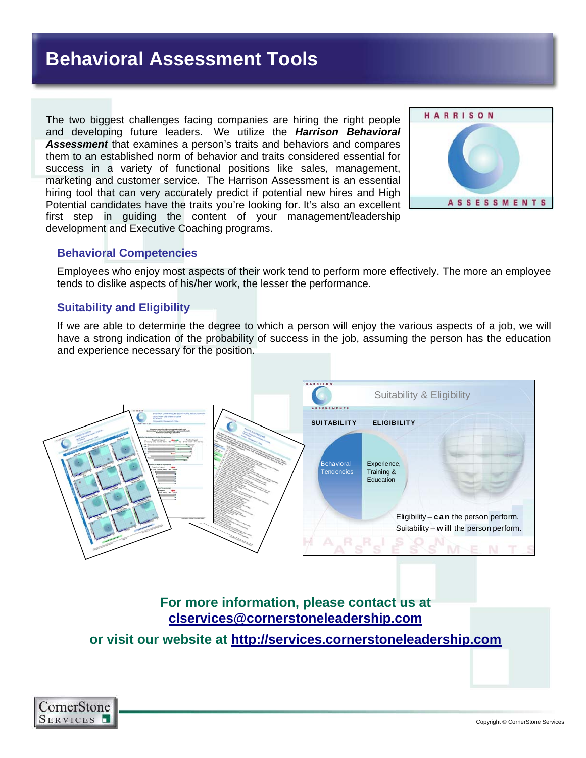# Behavioral Assessment Tools

The two biggest challenges facing companies are hiring the right people and developing future leaders. We utilize the ***Harrison Behavioral Assessment*** that examines a person's traits and behaviors and compares them to an established norm of behavior and traits considered essential for success in a variety of functional positions like sales, management, marketing and customer service. The Harrison Assessment is an essential hiring tool that can very accurately predict if potential new hires and High Potential candidates have the traits you're looking for. It's also an excellent first step in guiding the content of your management/leadership development and Executive Coaching programs.

HARRISON
ASSESSMENTS

## Behavioral Competencies

Employees who enjoy most aspects of their work tend to perform more effectively. The more an employee tends to dislike aspects of his/her work, the lesser the performance.

## Suitability and Eligibility

If we are able to determine the degree to which a person will enjoy the various aspects of a job, we will have a strong indication of the probability of success in the job, assuming the person has the education and experience necessary for the position.

Suitability & Eligibility

SUITABILITY

ELIGIBILITY

Behavioral Tendencies

Experience, Training & Education

Eligibility – **can** the person perform.
Suitability – **will** the person perform.

**For more information, please contact us at**
**clservices@cornerstoneleadership.com**

**or visit our website at http://services.cornerstoneleadership.com**

CornerStone Services

Copyright © CornerStone Services